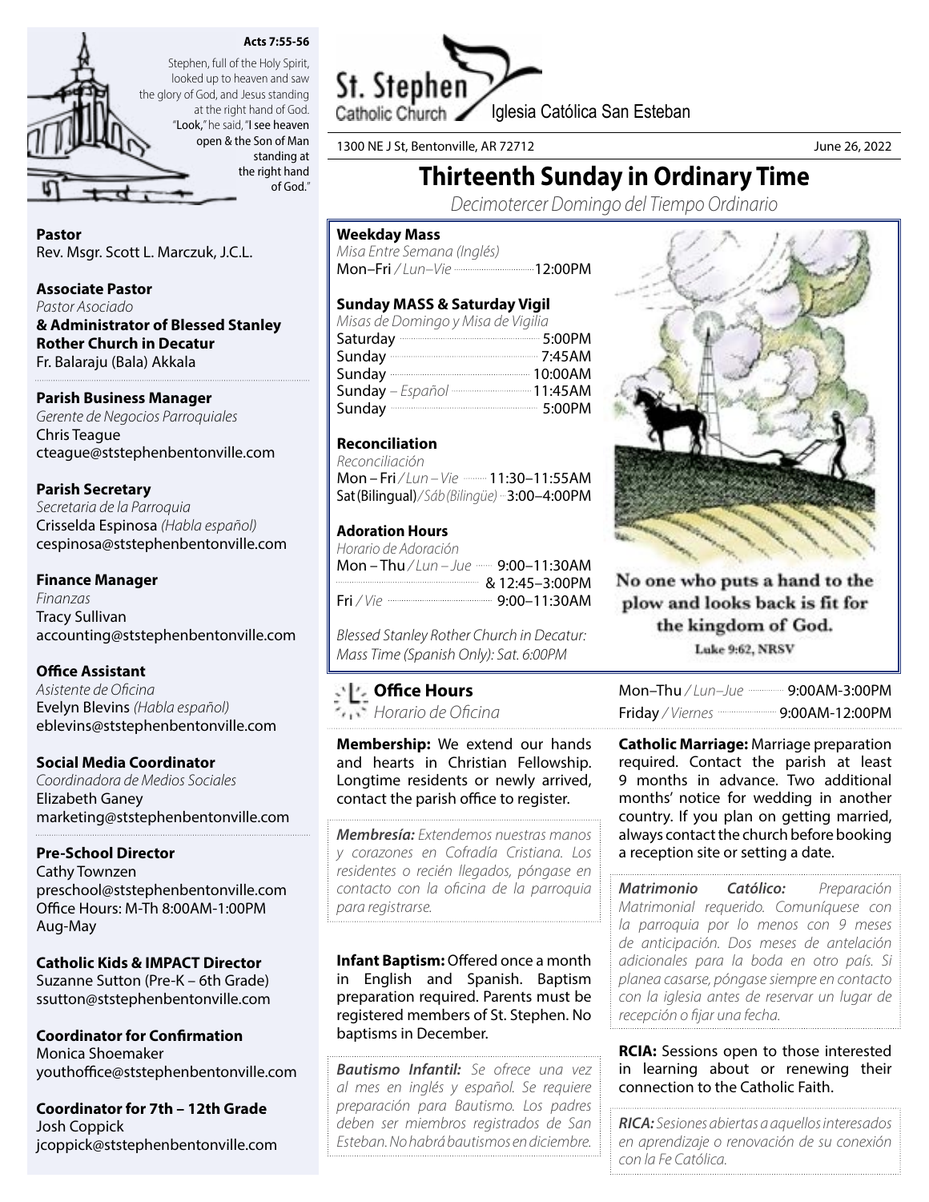**Acts 7:55-56**

Stephen, full of the Holy Spirit, looked up to heaven and saw the glory of God, and Jesus standing at the right hand of God. "Look," he said, "I see heaven open & the Son of Man standing at the right hand of God."

# St. Stephen Catholic Church

Iglesia Católica San Esteban

1300 NE J St, Bentonville, AR 72712

June 26, 2022

## Thirteenth Sunday in Ordinary Time

*Decimotercer Domingo del Tiempo Ordinario*

**Pastor**
Rev. Msgr. Scott L. Marczuk, J.C.L.

**Associate Pastor**
*Pastor Asociado*
**& Administrator of Blessed Stanley Rother Church in Decatur**
Fr. Balaraju (Bala) Akkala

**Parish Business Manager**
*Gerente de Negocios Parroquiales*
Chris Teague
cteague@ststephenbentonville.com

**Parish Secretary**
*Secretaria de la Parroquia*
Crisselda Espinosa *(Habla español)*
cespinosa@ststephenbentonville.com

**Finance Manager**
*Finanzas*
Tracy Sullivan
accounting@ststephenbentonville.com

**Office Assistant**
*Asistente de Oficina*
Evelyn Blevins *(Habla español)*
eblevins@ststephenbentonville.com

**Social Media Coordinator**
*Coordinadora de Medios Sociales*
Elizabeth Ganey
marketing@ststephenbentonville.com

**Pre-School Director**
Cathy Townzen
preschool@ststephenbentonville.com
Office Hours: M-Th 8:00AM-1:00PM
Aug-May

**Catholic Kids & IMPACT Director**
Suzanne Sutton (Pre-K – 6th Grade)
ssutton@ststephenbentonville.com

**Coordinator for Confirmation**
Monica Shoemaker
youthoffice@ststephenbentonville.com

**Coordinator for 7th – 12th Grade**
Josh Coppick
jcoppick@ststephenbentonville.com

**Weekday Mass**
*Misa Entre Semana (Inglés)*
Mon–Fri */ Lun–Vie* ........ 12:00PM

**Sunday MASS & Saturday Vigil**
*Misas de Domingo y Misa de Vigilia*
Saturday ........ 5:00PM
Sunday ........ 7:45AM
Sunday ........ 10:00AM
Sunday *– Español* ........ 11:45AM
Sunday ........ 5:00PM

**Reconciliation**
*Reconciliación*
Mon – Fri */ Lun – Vie* ........ 11:30–11:55AM
Sat (Bilingual) */ Sáb (Bilingüe)* ........ 3:00–4:00PM

**Adoration Hours**
*Horario de Adoración*
Mon – Thu */ Lun – Jue* ........ 9:00–11:30AM
........ & 12:45–3:00PM
Fri */ Vie* ........ 9:00–11:30AM

*Blessed Stanley Rother Church in Decatur: Mass Time (Spanish Only): Sat. 6:00PM*

No one who puts a hand to the plow and looks back is fit for the kingdom of God.
Luke 9:62, NRSV

**Office Hours**
*Horario de Oficina*
Mon–Thu */ Lun–Jue* ........ 9:00AM-3:00PM
Friday */ Viernes* ........ 9:00AM-12:00PM

**Membership:** We extend our hands and hearts in Christian Fellowship. Longtime residents or newly arrived, contact the parish office to register.

***Membresía:*** *Extendemos nuestras manos y corazones en Cofradía Cristiana. Los residentes o recién llegados, póngase en contacto con la oficina de la parroquia para registrarse.*

**Infant Baptism:** Offered once a month in English and Spanish. Baptism preparation required. Parents must be registered members of St. Stephen. No baptisms in December.

***Bautismo Infantil:*** *Se ofrece una vez al mes en inglés y español. Se requiere preparación para Bautismo. Los padres deben ser miembros registrados de San Esteban. No habrá bautismos en diciembre.*

**Catholic Marriage:** Marriage preparation required. Contact the parish at least 9 months in advance. Two additional months' notice for wedding in another country. If you plan on getting married, always contact the church before booking a reception site or setting a date.

***Matrimonio Católico:*** *Preparación Matrimonial requerido. Comuníquese con la parroquia por lo menos con 9 meses de anticipación. Dos meses de antelación adicionales para la boda en otro país. Si planea casarse, póngase siempre en contacto con la iglesia antes de reservar un lugar de recepción o fijar una fecha.*

**RCIA:** Sessions open to those interested in learning about or renewing their connection to the Catholic Faith.

***RICA:*** *Sesiones abiertas a aquellos interesados en aprendizaje o renovación de su conexión con la Fe Católica.*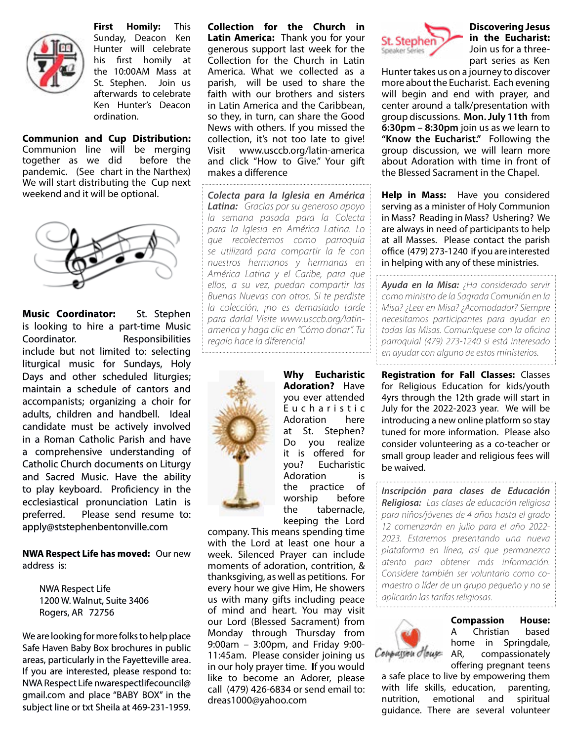**First Homily:** This Sunday, Deacon Ken Hunter will celebrate his first homily at the 10:00AM Mass at St. Stephen. Join us afterwards to celebrate Ken Hunter's Deacon ordination.

**Communion and Cup Distribution:** Communion line will be merging together as we did before the pandemic. (See chart in the Narthex) We will start distributing the Cup next weekend and it will be optional.

**Music Coordinator:** St. Stephen is looking to hire a part-time Music Coordinator. Responsibilities include but not limited to: selecting liturgical music for Sundays, Holy Days and other scheduled liturgies; maintain a schedule of cantors and accompanists; organizing a choir for adults, children and handbell. Ideal candidate must be actively involved in a Roman Catholic Parish and have a comprehensive understanding of Catholic Church documents on Liturgy and Sacred Music. Have the ability to play keyboard. Proficiency in the ecclesiastical pronunciation Latin is preferred. Please send resume to: apply@ststephenbentonville.com

**NWA Respect Life has moved:** Our new address is:

NWA Respect Life
1200 W. Walnut, Suite 3406
Rogers, AR 72756

We are looking for more folks to help place Safe Haven Baby Box brochures in public areas, particularly in the Fayetteville area. If you are interested, please respond to: NWA Respect Life nwarespectlifecouncil@gmail.com and place "BABY BOX" in the subject line or txt Sheila at 469-231-1959.

**Collection for the Church in Latin America:** Thank you for your generous support last week for the Collection for the Church in Latin America. What we collected as a parish, will be used to share the faith with our brothers and sisters in Latin America and the Caribbean, so they, in turn, can share the Good News with others. If you missed the collection, it's not too late to give! Visit www.usccb.org/latin-america and click "How to Give." Your gift makes a difference

***Colecta para la Iglesia en América Latina:*** *Gracias por su generoso apoyo la semana pasada para la Colecta para la Iglesia en América Latina. Lo que recolectemos como parroquia se utilizará para compartir la fe con nuestros hermanos y hermanas en América Latina y el Caribe, para que ellos, a su vez, puedan compartir las Buenas Nuevas con otros. Si te perdiste la colección, ¡no es demasiado tarde para darla! Visite www.usccb.org/latin-america y haga clic en "Cómo donar". Tu regalo hace la diferencia!*

**Why Eucharistic Adoration?** Have you ever attended Eucharistic Adoration here at St. Stephen? Do you realize it is offered for you? Eucharistic Adoration is the practice of worship before the tabernacle, keeping the Lord company. This means spending time with the Lord at least one hour a week. Silenced Prayer can include moments of adoration, contrition, & thanksgiving, as well as petitions. For every hour we give Him, He showers us with many gifts including peace of mind and heart. You may visit our Lord (Blessed Sacrament) from Monday through Thursday from 9:00am – 3:00pm, and Friday 9:00-11:45am. Please consider joining us in our holy prayer time. If you would like to become an Adorer, please call (479) 426-6834 or send email to: dreas1000@yahoo.com

**Discovering Jesus in the Eucharist:** Join us for a three-part series as Ken Hunter takes us on a journey to discover more about the Eucharist. Each evening will begin and end with prayer, and center around a talk/presentation with group discussions. **Mon. July 11th** from **6:30pm – 8:30pm** join us as we learn to **"Know the Eucharist."** Following the group discussion, we will learn more about Adoration with time in front of the Blessed Sacrament in the Chapel.

**Help in Mass:** Have you considered serving as a minister of Holy Communion in Mass? Reading in Mass? Ushering? We are always in need of participants to help at all Masses. Please contact the parish office (479) 273-1240 if you are interested in helping with any of these ministries.

***Ayuda en la Misa:*** *¿Ha considerado servir como ministro de la Sagrada Comunión en la Misa? ¿Leer en Misa? ¿Acomodador? Siempre necesitamos participantes para ayudar en todas las Misas. Comuníquese con la oficina parroquial (479) 273-1240 si está interesado en ayudar con alguno de estos ministerios.*

**Registration for Fall Classes:** Classes for Religious Education for kids/youth 4yrs through the 12th grade will start in July for the 2022-2023 year. We will be introducing a new online platform so stay tuned for more information. Please also consider volunteering as a co-teacher or small group leader and religious fees will be waived.

***Inscripción para clases de Educación Religiosa:*** *Las clases de educación religiosa para niños/jóvenes de 4 años hasta el grado 12 comenzarán en julio para el año 2022-2023. Estaremos presentando una nueva plataforma en línea, así que permanezca atento para obtener más información. Considere también ser voluntario como co-maestro o líder de un grupo pequeño y no se aplicarán las tarifas religiosas.*

**Compassion House:** A Christian based home in Springdale, AR, compassionately offering pregnant teens a safe place to live by empowering them with life skills, education, parenting, nutrition, emotional and spiritual guidance. There are several volunteer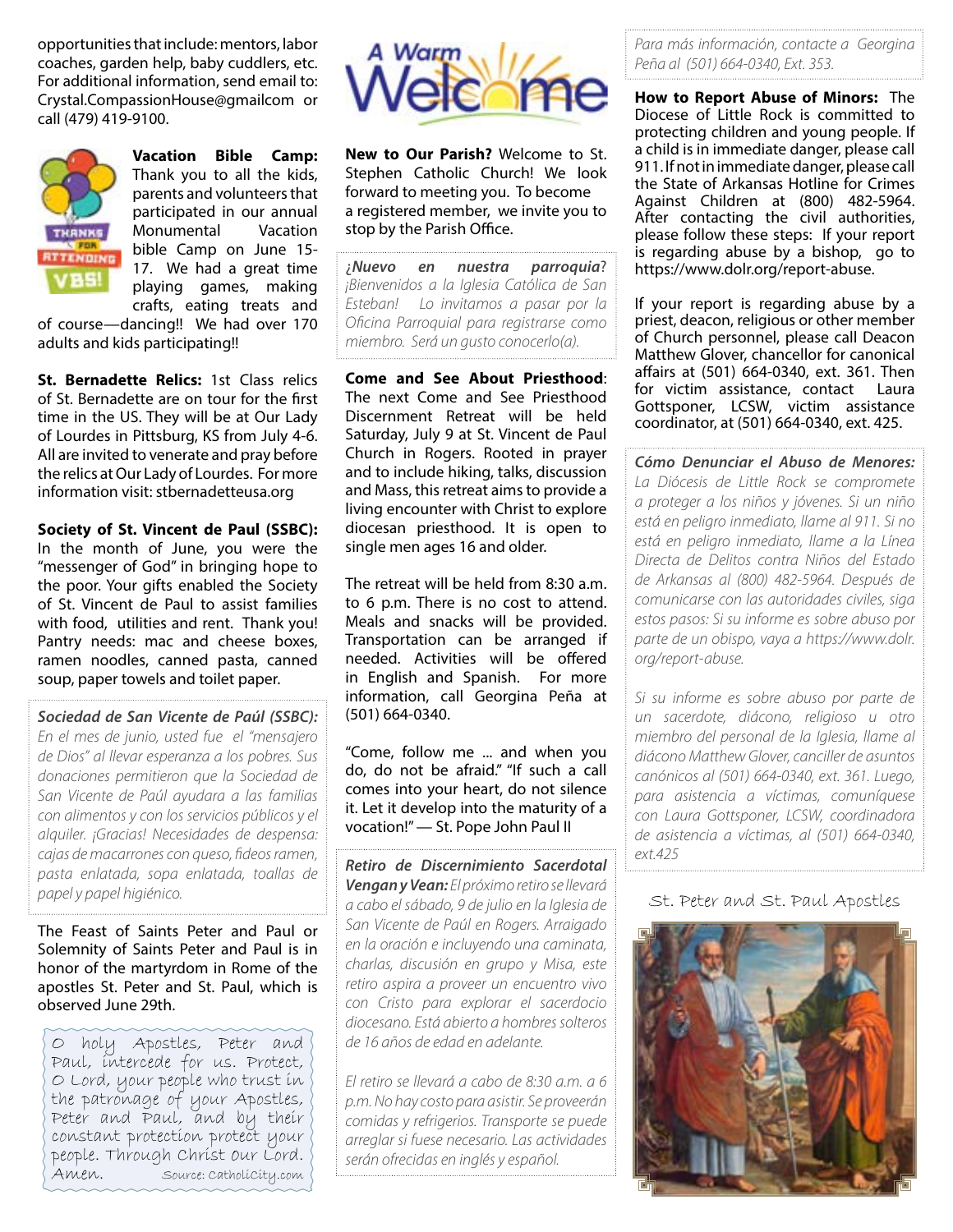opportunities that include: mentors, labor coaches, garden help, baby cuddlers, etc. For additional information, send email to: Crystal.CompassionHouse@gmailcom or call (479) 419-9100.

**Vacation Bible Camp:** Thank you to all the kids, parents and volunteers that participated in our annual Monumental Vacation bible Camp on June 15-17. We had a great time playing games, making crafts, eating treats and of course—dancing!! We had over 170 adults and kids participating!!

**St. Bernadette Relics:** 1st Class relics of St. Bernadette are on tour for the first time in the US. They will be at Our Lady of Lourdes in Pittsburg, KS from July 4-6. All are invited to venerate and pray before the relics at Our Lady of Lourdes. For more information visit: stbernadetteusa.org

**Society of St. Vincent de Paul (SSBC):** In the month of June, you were the "messenger of God" in bringing hope to the poor. Your gifts enabled the Society of St. Vincent de Paul to assist families with food, utilities and rent. Thank you! Pantry needs: mac and cheese boxes, ramen noodles, canned pasta, canned soup, paper towels and toilet paper.

***Sociedad de San Vicente de Paúl (SSBC):*** *En el mes de junio, usted fue el "mensajero de Dios" al llevar esperanza a los pobres. Sus donaciones permitieron que la Sociedad de San Vicente de Paúl ayudara a las familias con alimentos y con los servicios públicos y el alquiler. ¡Gracias! Necesidades de despensa: cajas de macarrones con queso, fideos ramen, pasta enlatada, sopa enlatada, toallas de papel y papel higiénico.*

The Feast of Saints Peter and Paul or Solemnity of Saints Peter and Paul is in honor of the martyrdom in Rome of the apostles St. Peter and St. Paul, which is observed June 29th.

O holy Apostles, Peter and Paul, intercede for us. Protect, O Lord, your people who trust in the patronage of your Apostles, Peter and Paul, and by their constant protection protect your people. Through Christ our Lord. Amen. Source: CatholiCity.com

# A Warm Welcome

**New to Our Parish?** Welcome to St. Stephen Catholic Church! We look forward to meeting you. To become a registered member, we invite you to stop by the Parish Office.

***¿Nuevo en nuestra parroquia?*** *¡Bienvenidos a la Iglesia Católica de San Esteban! Lo invitamos a pasar por la Oficina Parroquial para registrarse como miembro. Será un gusto conocerlo(a).*

**Come and See About Priesthood**: The next Come and See Priesthood Discernment Retreat will be held Saturday, July 9 at St. Vincent de Paul Church in Rogers. Rooted in prayer and to include hiking, talks, discussion and Mass, this retreat aims to provide a living encounter with Christ to explore diocesan priesthood. It is open to single men ages 16 and older.

The retreat will be held from 8:30 a.m. to 6 p.m. There is no cost to attend. Meals and snacks will be provided. Transportation can be arranged if needed. Activities will be offered in English and Spanish. For more information, call Georgina Peña at (501) 664-0340.

"Come, follow me ... and when you do, do not be afraid." "If such a call comes into your heart, do not silence it. Let it develop into the maturity of a vocation!" — St. Pope John Paul II

***Retiro de Discernimiento Sacerdotal Vengan y Vean:*** *El próximo retiro se llevará a cabo el sábado, 9 de julio en la Iglesia de San Vicente de Paúl en Rogers. Arraigado en la oración e incluyendo una caminata, charlas, discusión en grupo y Misa, este retiro aspira a proveer un encuentro vivo con Cristo para explorar el sacerdocio diocesano. Está abierto a hombres solteros de 16 años de edad en adelante.*

*El retiro se llevará a cabo de 8:30 a.m. a 6 p.m. No hay costo para asistir. Se proveerán comidas y refrigerios. Transporte se puede arreglar si fuese necesario. Las actividades serán ofrecidas en inglés y español.*

*Para más información, contacte a Georgina Peña al (501) 664-0340, Ext. 353.*

**How to Report Abuse of Minors:** The Diocese of Little Rock is committed to protecting children and young people. If a child is in immediate danger, please call 911. If not in immediate danger, please call the State of Arkansas Hotline for Crimes Against Children at (800) 482-5964. After contacting the civil authorities, please follow these steps: If your report is regarding abuse by a bishop, go to https://www.dolr.org/report-abuse.

If your report is regarding abuse by a priest, deacon, religious or other member of Church personnel, please call Deacon Matthew Glover, chancellor for canonical affairs at (501) 664-0340, ext. 361. Then for victim assistance, contact Laura Gottsponer, LCSW, victim assistance coordinator, at (501) 664-0340, ext. 425.

***Cómo Denunciar el Abuso de Menores:*** *La Diócesis de Little Rock se compromete a proteger a los niños y jóvenes. Si un niño está en peligro inmediato, llame al 911. Si no está en peligro inmediato, llame a la Línea Directa de Delitos contra Niños del Estado de Arkansas al (800) 482-5964. Después de comunicarse con las autoridades civiles, siga estos pasos: Si su informe es sobre abuso por parte de un obispo, vaya a https://www.dolr.org/report-abuse.*

*Si su informe es sobre abuso por parte de un sacerdote, diácono, religioso u otro miembro del personal de la Iglesia, llame al diácono Matthew Glover, canciller de asuntos canónicos al (501) 664-0340, ext. 361. Luego, para asistencia a víctimas, comuníquese con Laura Gottsponer, LCSW, coordinadora de asistencia a víctimas, al (501) 664-0340, ext.425*

St. Peter and St. Paul Apostles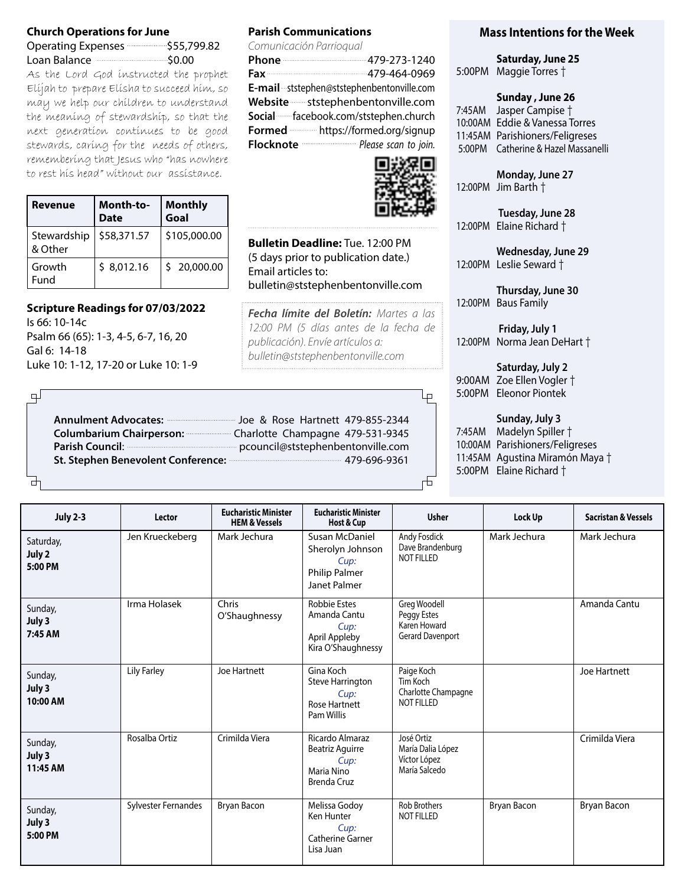## Church Operations for June

Operating Expenses $55,799.82
Loan Balance $0.00

As the Lord God instructed the prophet Elijah to prepare Elisha to succeed him, so may we help our children to understand the meaning of stewardship, so that the next generation continues to be good stewards, caring for the needs of others, remembering that Jesus who "has nowhere to rest his head" without our assistance.

| Revenue | Month-to-Date | Monthly Goal |
|---|---|---|
| Stewardship & Other | $58,371.57 | $105,000.00 |
| Growth Fund | $ 8,012.16 | $ 20,000.00 |

## Scripture Readings for 07/03/2022

Is 66: 10-14c
Psalm 66 (65): 1-3, 4-5, 6-7, 16, 20
Gal 6: 14-18
Luke 10: 1-12, 17-20 or Luke 10: 1-9

## Parish Communications

*Comunicación Parrioqual*

**Phone** 479-273-1240
**Fax** 479-464-0969
**E-mail** ststephen@ststephenbentonville.com
**Website** ststephenbentonville.com
**Social** facebook.com/ststephen.church
**Formed** https://formed.org/signup
**Flocknote** *Please scan to join.*

**Bulletin Deadline:** Tue. 12:00 PM (5 days prior to publication date.) Email articles to: bulletin@ststephenbentonville.com

***Fecha límite del Boletín:*** *Martes a las 12:00 PM (5 días antes de la fecha de publicación). Envíe artículos a: bulletin@ststephenbentonville.com*

**Annulment Advocates:** Joe & Rose Hartnett 479-855-2344
**Columbarium Chairperson:** Charlotte Champagne 479-531-9345
**Parish Council**: pcouncil@ststephenbentonville.com
**St. Stephen Benevolent Conference:** 479-696-9361

## Mass Intentions for the Week

**Saturday, June 25**
5:00PM Maggie Torres †

**Sunday , June 26**
7:45AM Jasper Campise †
10:00AM Eddie & Vanessa Torres
11:45AM Parishioners/Feligreses
5:00PM Catherine & Hazel Massanelli

**Monday, June 27**
12:00PM Jim Barth †

**Tuesday, June 28**
12:00PM Elaine Richard †

**Wednesday, June 29**
12:00PM Leslie Seward †

**Thursday, June 30**
12:00PM Baus Family

**Friday, July 1**
12:00PM Norma Jean DeHart †

**Saturday, July 2**
9:00AM Zoe Ellen Vogler †
5:00PM Eleonor Piontek

**Sunday, July 3**
7:45AM Madelyn Spiller †
10:00AM Parishioners/Feligreses
11:45AM Agustina Miramón Maya †
5:00PM Elaine Richard †

| July 2-3 | Lector | Eucharistic Minister HEM & Vessels | Eucharistic Minister Host & Cup | Usher | Lock Up | Sacristan & Vessels |
|---|---|---|---|---|---|---|
| Saturday, **July 2 5:00 PM** | Jen Krueckeberg | Mark Jechura | Susan McDaniel, Sherolyn Johnson, *Cup:* Philip Palmer, Janet Palmer | Andy Fosdick, Dave Brandenburg, NOT FILLED | Mark Jechura | Mark Jechura |
| Sunday, **July 3 7:45 AM** | Irma Holasek | Chris O'Shaughnessy | Robbie Estes, Amanda Cantu, *Cup:* April Appleby, Kira O'Shaughnessy | Greg Woodell, Peggy Estes, Karen Howard, Gerard Davenport | | Amanda Cantu |
| Sunday, **July 3 10:00 AM** | Lily Farley | Joe Hartnett | Gina Koch, Steve Harrington, *Cup:* Rose Hartnett, Pam Willis | Paige Koch, Tim Koch, Charlotte Champagne, NOT FILLED | | Joe Hartnett |
| Sunday, **July 3 11:45 AM** | Rosalba Ortiz | Crimilda Viera | Ricardo Almaraz, Beatriz Aguirre, *Cup:* Maria Nino, Brenda Cruz | José Ortiz, María Dalia López, Víctor López, María Salcedo | | Crimilda Viera |
| Sunday, **July 3 5:00 PM** | Sylvester Fernandes | Bryan Bacon | Melissa Godoy, Ken Hunter, *Cup:* Catherine Garner, Lisa Juan | Rob Brothers, NOT FILLED | Bryan Bacon | Bryan Bacon |